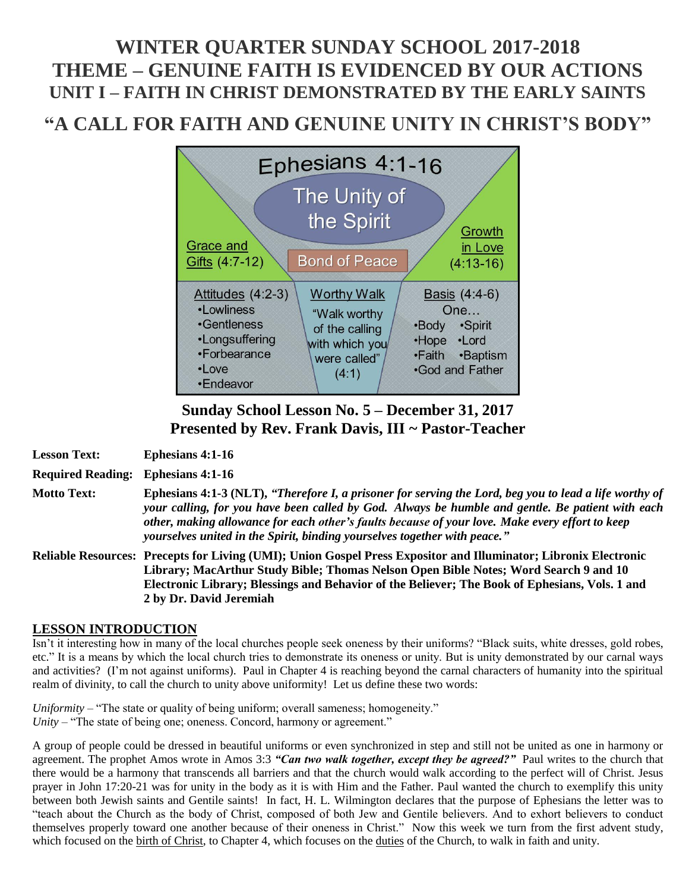# WINTER QUARTER SUNDAY SCHOOL 2017-2018
# THEME – GENUINE FAITH IS EVIDENCED BY OUR ACTIONS
## UNIT I – FAITH IN CHRIST DEMONSTRATED BY THE EARLY SAINTS

# "A CALL FOR FAITH AND GENUINE UNITY IN CHRIST'S BODY"

Ephesians 4:1-16

The Unity of the Spirit

Grace and Gifts (4:7-12)

Bond of Peace

Growth in Love (4:13-16)

Attitudes (4:2-3)
- Lowliness
- Gentleness
- Longsuffering
- Forbearance
- Love
- Endeavor

Worthy Walk
"Walk worthy of the calling with which you were called" (4:1)

Basis (4:4-6)
One…
- Body
- Spirit
- Hope
- Lord
- Faith
- Baptism
- God and Father

### Sunday School Lesson No. 5 – December 31, 2017
### Presented by Rev. Frank Davis, III ~ Pastor-Teacher

**Lesson Text:** **Ephesians 4:1-16**

**Required Reading:** **Ephesians 4:1-16**

**Motto Text:** **Ephesians 4:1-3 (NLT),** ***"Therefore I, a prisoner for serving the Lord, beg you to lead a life worthy of your calling, for you have been called by God. Always be humble and gentle. Be patient with each other, making allowance for each other's faults because of your love. Make every effort to keep yourselves united in the Spirit, binding yourselves together with peace."***

**Reliable Resources: Precepts for Living (UMI); Union Gospel Press Expositor and Illuminator; Libronix Electronic Library; MacArthur Study Bible; Thomas Nelson Open Bible Notes; Word Search 9 and 10 Electronic Library; Blessings and Behavior of the Believer; The Book of Ephesians, Vols. 1 and 2 by Dr. David Jeremiah**

## LESSON INTRODUCTION

Isn't it interesting how in many of the local churches people seek oneness by their uniforms? "Black suits, white dresses, gold robes, etc." It is a means by which the local church tries to demonstrate its oneness or unity. But is unity demonstrated by our carnal ways and activities? (I'm not against uniforms). Paul in Chapter 4 is reaching beyond the carnal characters of humanity into the spiritual realm of divinity, to call the church to unity above uniformity! Let us define these two words:

*Uniformity* – "The state or quality of being uniform; overall sameness; homogeneity."
*Unity* – "The state of being one; oneness. Concord, harmony or agreement."

A group of people could be dressed in beautiful uniforms or even synchronized in step and still not be united as one in harmony or agreement. The prophet Amos wrote in Amos 3:3 ***"Can two walk together, except they be agreed?"*** Paul writes to the church that there would be a harmony that transcends all barriers and that the church would walk according to the perfect will of Christ. Jesus prayer in John 17:20-21 was for unity in the body as it is with Him and the Father. Paul wanted the church to exemplify this unity between both Jewish saints and Gentile saints! In fact, H. L. Wilmington declares that the purpose of Ephesians the letter was to "teach about the Church as the body of Christ, composed of both Jew and Gentile believers. And to exhort believers to conduct themselves properly toward one another because of their oneness in Christ." Now this week we turn from the first advent study, which focused on the birth of Christ, to Chapter 4, which focuses on the duties of the Church, to walk in faith and unity.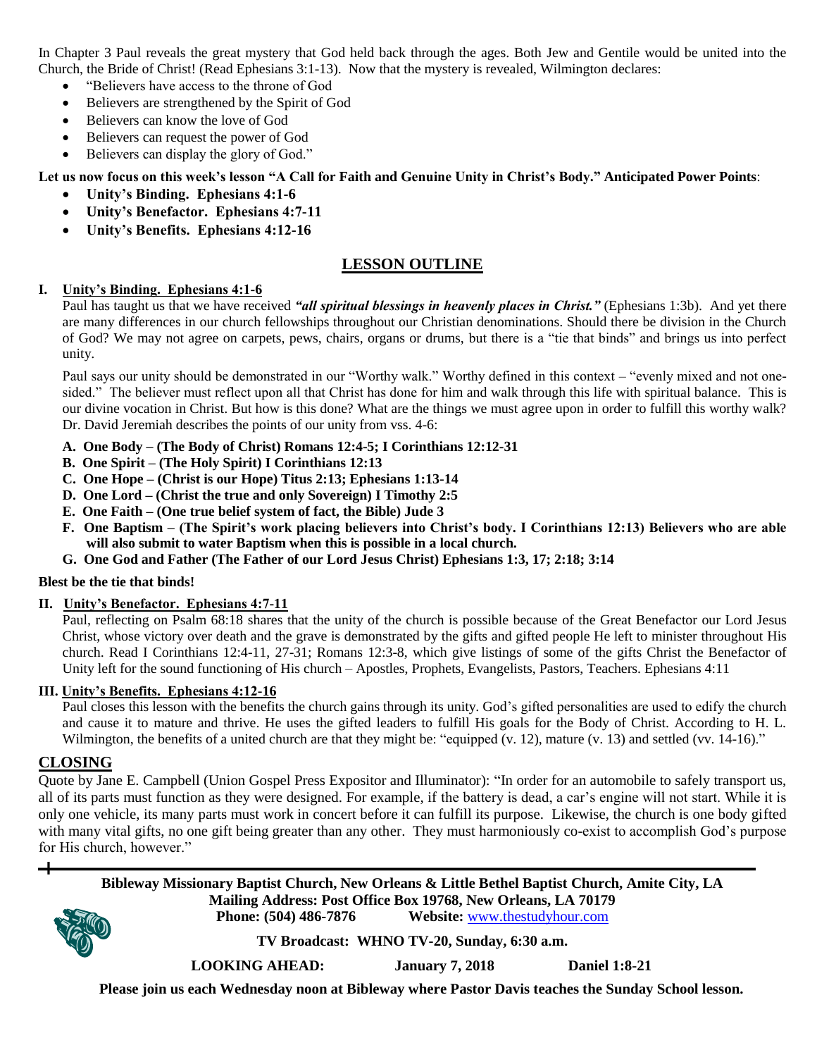In Chapter 3 Paul reveals the great mystery that God held back through the ages. Both Jew and Gentile would be united into the Church, the Bride of Christ! (Read Ephesians 3:1-13). Now that the mystery is revealed, Wilmington declares:

- "Believers have access to the throne of God
- Believers are strengthened by the Spirit of God
- Believers can know the love of God
- Believers can request the power of God
- Believers can display the glory of God."

**Let us now focus on this week's lesson "A Call for Faith and Genuine Unity in Christ's Body." Anticipated Power Points**:

- **Unity's Binding. Ephesians 4:1-6**
- **Unity's Benefactor. Ephesians 4:7-11**
- **Unity's Benefits. Ephesians 4:12-16**

## LESSON OUTLINE

### I. Unity's Binding. Ephesians 4:1-6

Paul has taught us that we have received ***"all spiritual blessings in heavenly places in Christ."*** (Ephesians 1:3b). And yet there are many differences in our church fellowships throughout our Christian denominations. Should there be division in the Church of God? We may not agree on carpets, pews, chairs, organs or drums, but there is a "tie that binds" and brings us into perfect unity.

Paul says our unity should be demonstrated in our "Worthy walk." Worthy defined in this context – "evenly mixed and not one-sided." The believer must reflect upon all that Christ has done for him and walk through this life with spiritual balance. This is our divine vocation in Christ. But how is this done? What are the things we must agree upon in order to fulfill this worthy walk? Dr. David Jeremiah describes the points of our unity from vss. 4-6:

**A. One Body – (The Body of Christ) Romans 12:4-5; I Corinthians 12:12-31**
**B. One Spirit – (The Holy Spirit) I Corinthians 12:13**
**C. One Hope – (Christ is our Hope) Titus 2:13; Ephesians 1:13-14**
**D. One Lord – (Christ the true and only Sovereign) I Timothy 2:5**
**E. One Faith – (One true belief system of fact, the Bible) Jude 3**
**F. One Baptism – (The Spirit's work placing believers into Christ's body. I Corinthians 12:13) Believers who are able will also submit to water Baptism when this is possible in a local church.**
**G. One God and Father (The Father of our Lord Jesus Christ) Ephesians 1:3, 17; 2:18; 3:14**

**Blest be the tie that binds!**

### II. Unity's Benefactor. Ephesians 4:7-11

Paul, reflecting on Psalm 68:18 shares that the unity of the church is possible because of the Great Benefactor our Lord Jesus Christ, whose victory over death and the grave is demonstrated by the gifts and gifted people He left to minister throughout His church. Read I Corinthians 12:4-11, 27-31; Romans 12:3-8, which give listings of some of the gifts Christ the Benefactor of Unity left for the sound functioning of His church – Apostles, Prophets, Evangelists, Pastors, Teachers. Ephesians 4:11

### III. Unity's Benefits. Ephesians 4:12-16

Paul closes this lesson with the benefits the church gains through its unity. God's gifted personalities are used to edify the church and cause it to mature and thrive. He uses the gifted leaders to fulfill His goals for the Body of Christ. According to H. L. Wilmington, the benefits of a united church are that they might be: "equipped (v. 12), mature (v. 13) and settled (vv. 14-16)."

## CLOSING

Quote by Jane E. Campbell (Union Gospel Press Expositor and Illuminator): "In order for an automobile to safely transport us, all of its parts must function as they were designed. For example, if the battery is dead, a car's engine will not start. While it is only one vehicle, its many parts must work in concert before it can fulfill its purpose. Likewise, the church is one body gifted with many vital gifts, no one gift being greater than any other. They must harmoniously co-exist to accomplish God's purpose for His church, however."

---

**Bibleway Missionary Baptist Church, New Orleans & Little Bethel Baptist Church, Amite City, LA**
**Mailing Address: Post Office Box 19768, New Orleans, LA 70179**
**Phone: (504) 486-7876 Website:** www.thestudyhour.com

**TV Broadcast: WHNO TV-20, Sunday, 6:30 a.m.**

**LOOKING AHEAD: January 7, 2018 Daniel 1:8-21**

**Please join us each Wednesday noon at Bibleway where Pastor Davis teaches the Sunday School lesson.**